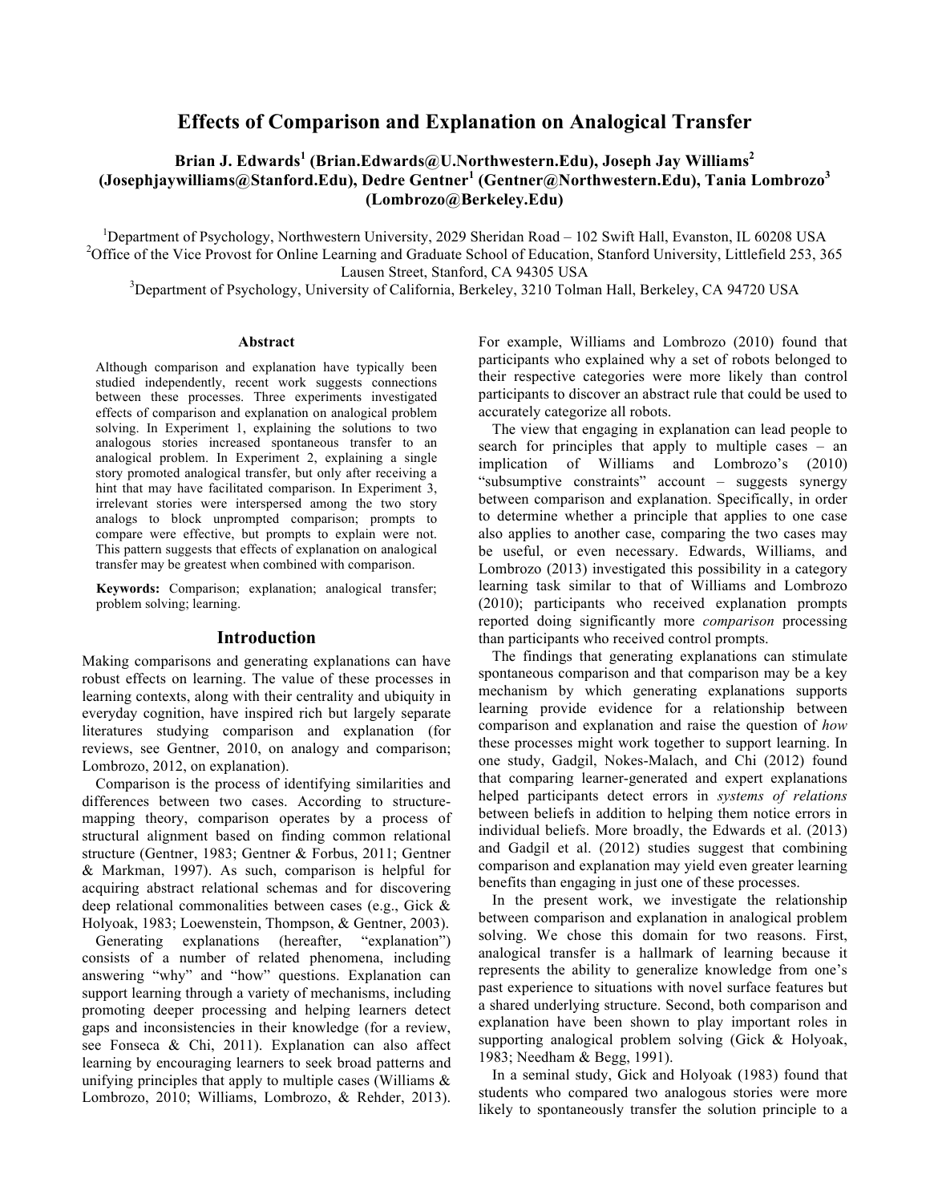# Effects of Comparison and Explanation on Analogical Transfer

**Brian J. Edwards[1] (Brian.Edwards@U.Northwestern.Edu), Joseph Jay Williams[2] (Josephjaywilliams@Stanford.Edu), Dedre Gentner[1] (Gentner@Northwestern.Edu), Tania Lombrozo[3] (Lombrozo@Berkeley.Edu)**

[1]Department of Psychology, Northwestern University, 2029 Sheridan Road – 102 Swift Hall, Evanston, IL 60208 USA
[2]Office of the Vice Provost for Online Learning and Graduate School of Education, Stanford University, Littlefield 253, 365 Lausen Street, Stanford, CA 94305 USA
[3]Department of Psychology, University of California, Berkeley, 3210 Tolman Hall, Berkeley, CA 94720 USA

### Abstract

Although comparison and explanation have typically been studied independently, recent work suggests connections between these processes. Three experiments investigated effects of comparison and explanation on analogical problem solving. In Experiment 1, explaining the solutions to two analogous stories increased spontaneous transfer to an analogical problem. In Experiment 2, explaining a single story promoted analogical transfer, but only after receiving a hint that may have facilitated comparison. In Experiment 3, irrelevant stories were interspersed among the two story analogs to block unprompted comparison; prompts to compare were effective, but prompts to explain were not. This pattern suggests that effects of explanation on analogical transfer may be greatest when combined with comparison.

**Keywords:** Comparison; explanation; analogical transfer; problem solving; learning.

## Introduction

Making comparisons and generating explanations can have robust effects on learning. The value of these processes in learning contexts, along with their centrality and ubiquity in everyday cognition, have inspired rich but largely separate literatures studying comparison and explanation (for reviews, see Gentner, 2010, on analogy and comparison; Lombrozo, 2012, on explanation).

Comparison is the process of identifying similarities and differences between two cases. According to structure-mapping theory, comparison operates by a process of structural alignment based on finding common relational structure (Gentner, 1983; Gentner & Forbus, 2011; Gentner & Markman, 1997). As such, comparison is helpful for acquiring abstract relational schemas and for discovering deep relational commonalities between cases (e.g., Gick & Holyoak, 1983; Loewenstein, Thompson, & Gentner, 2003).

Generating explanations (hereafter, "explanation") consists of a number of related phenomena, including answering "why" and "how" questions. Explanation can support learning through a variety of mechanisms, including promoting deeper processing and helping learners detect gaps and inconsistencies in their knowledge (for a review, see Fonseca & Chi, 2011). Explanation can also affect learning by encouraging learners to seek broad patterns and unifying principles that apply to multiple cases (Williams & Lombrozo, 2010; Williams, Lombrozo, & Rehder, 2013). For example, Williams and Lombrozo (2010) found that participants who explained why a set of robots belonged to their respective categories were more likely than control participants to discover an abstract rule that could be used to accurately categorize all robots.

The view that engaging in explanation can lead people to search for principles that apply to multiple cases – an implication of Williams and Lombrozo's (2010) "subsumptive constraints" account – suggests synergy between comparison and explanation. Specifically, in order to determine whether a principle that applies to one case also applies to another case, comparing the two cases may be useful, or even necessary. Edwards, Williams, and Lombrozo (2013) investigated this possibility in a category learning task similar to that of Williams and Lombrozo (2010); participants who received explanation prompts reported doing significantly more *comparison* processing than participants who received control prompts.

The findings that generating explanations can stimulate spontaneous comparison and that comparison may be a key mechanism by which generating explanations supports learning provide evidence for a relationship between comparison and explanation and raise the question of *how* these processes might work together to support learning. In one study, Gadgil, Nokes-Malach, and Chi (2012) found that comparing learner-generated and expert explanations helped participants detect errors in *systems of relations* between beliefs in addition to helping them notice errors in individual beliefs. More broadly, the Edwards et al. (2013) and Gadgil et al. (2012) studies suggest that combining comparison and explanation may yield even greater learning benefits than engaging in just one of these processes.

In the present work, we investigate the relationship between comparison and explanation in analogical problem solving. We chose this domain for two reasons. First, analogical transfer is a hallmark of learning because it represents the ability to generalize knowledge from one's past experience to situations with novel surface features but a shared underlying structure. Second, both comparison and explanation have been shown to play important roles in supporting analogical problem solving (Gick & Holyoak, 1983; Needham & Begg, 1991).

In a seminal study, Gick and Holyoak (1983) found that students who compared two analogous stories were more likely to spontaneously transfer the solution principle to a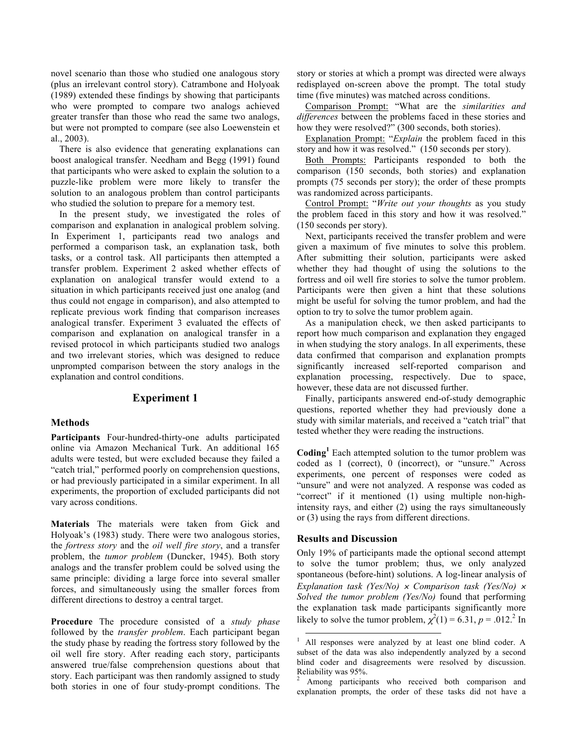novel scenario than those who studied one analogous story (plus an irrelevant control story). Catrambone and Holyoak (1989) extended these findings by showing that participants who were prompted to compare two analogs achieved greater transfer than those who read the same two analogs, but were not prompted to compare (see also Loewenstein et al., 2003).

There is also evidence that generating explanations can boost analogical transfer. Needham and Begg (1991) found that participants who were asked to explain the solution to a puzzle-like problem were more likely to transfer the solution to an analogous problem than control participants who studied the solution to prepare for a memory test.

In the present study, we investigated the roles of comparison and explanation in analogical problem solving. In Experiment 1, participants read two analogs and performed a comparison task, an explanation task, both tasks, or a control task. All participants then attempted a transfer problem. Experiment 2 asked whether effects of explanation on analogical transfer would extend to a situation in which participants received just one analog (and thus could not engage in comparison), and also attempted to replicate previous work finding that comparison increases analogical transfer. Experiment 3 evaluated the effects of comparison and explanation on analogical transfer in a revised protocol in which participants studied two analogs and two irrelevant stories, which was designed to reduce unprompted comparison between the story analogs in the explanation and control conditions.

## Experiment 1

### Methods

**Participants** Four-hundred-thirty-one adults participated online via Amazon Mechanical Turk. An additional 165 adults were tested, but were excluded because they failed a "catch trial," performed poorly on comprehension questions, or had previously participated in a similar experiment. In all experiments, the proportion of excluded participants did not vary across conditions.

**Materials** The materials were taken from Gick and Holyoak's (1983) study. There were two analogous stories, the *fortress story* and the *oil well fire story*, and a transfer problem, the *tumor problem* (Duncker, 1945). Both story analogs and the transfer problem could be solved using the same principle: dividing a large force into several smaller forces, and simultaneously using the smaller forces from different directions to destroy a central target.

**Procedure** The procedure consisted of a *study phase* followed by the *transfer problem*. Each participant began the study phase by reading the fortress story followed by the oil well fire story. After reading each story, participants answered true/false comprehension questions about that story. Each participant was then randomly assigned to study both stories in one of four study-prompt conditions. The story or stories at which a prompt was directed were always redisplayed on-screen above the prompt. The total study time (five minutes) was matched across conditions.

Comparison Prompt: "What are the *similarities and differences* between the problems faced in these stories and how they were resolved?" (300 seconds, both stories).

Explanation Prompt: "*Explain* the problem faced in this story and how it was resolved." (150 seconds per story).

Both Prompts: Participants responded to both the comparison (150 seconds, both stories) and explanation prompts (75 seconds per story); the order of these prompts was randomized across participants.

Control Prompt: "*Write out your thoughts* as you study the problem faced in this story and how it was resolved." (150 seconds per story).

Next, participants received the transfer problem and were given a maximum of five minutes to solve this problem. After submitting their solution, participants were asked whether they had thought of using the solutions to the fortress and oil well fire stories to solve the tumor problem. Participants were then given a hint that these solutions might be useful for solving the tumor problem, and had the option to try to solve the tumor problem again.

As a manipulation check, we then asked participants to report how much comparison and explanation they engaged in when studying the story analogs. In all experiments, these data confirmed that comparison and explanation prompts significantly increased self-reported comparison and explanation processing, respectively. Due to space, however, these data are not discussed further.

Finally, participants answered end-of-study demographic questions, reported whether they had previously done a study with similar materials, and received a "catch trial" that tested whether they were reading the instructions.

**Coding**[1] Each attempted solution to the tumor problem was coded as 1 (correct), 0 (incorrect), or "unsure." Across experiments, one percent of responses were coded as "unsure" and were not analyzed. A response was coded as "correct" if it mentioned (1) using multiple non-high-intensity rays, and either (2) using the rays simultaneously or (3) using the rays from different directions.

### Results and Discussion

Only 19% of participants made the optional second attempt to solve the tumor problem; thus, we only analyzed spontaneous (before-hint) solutions. A log-linear analysis of *Explanation task (Yes/No)* × *Comparison task (Yes/No)* × *Solved the tumor problem (Yes/No)* found that performing the explanation task made participants significantly more likely to solve the tumor problem, $\chi^2(1) = 6.31$, $p = .012$.[2] In

[1] All responses were analyzed by at least one blind coder. A subset of the data was also independently analyzed by a second blind coder and disagreements were resolved by discussion. Reliability was 95%.

[2] Among participants who received both comparison and explanation prompts, the order of these tasks did not have a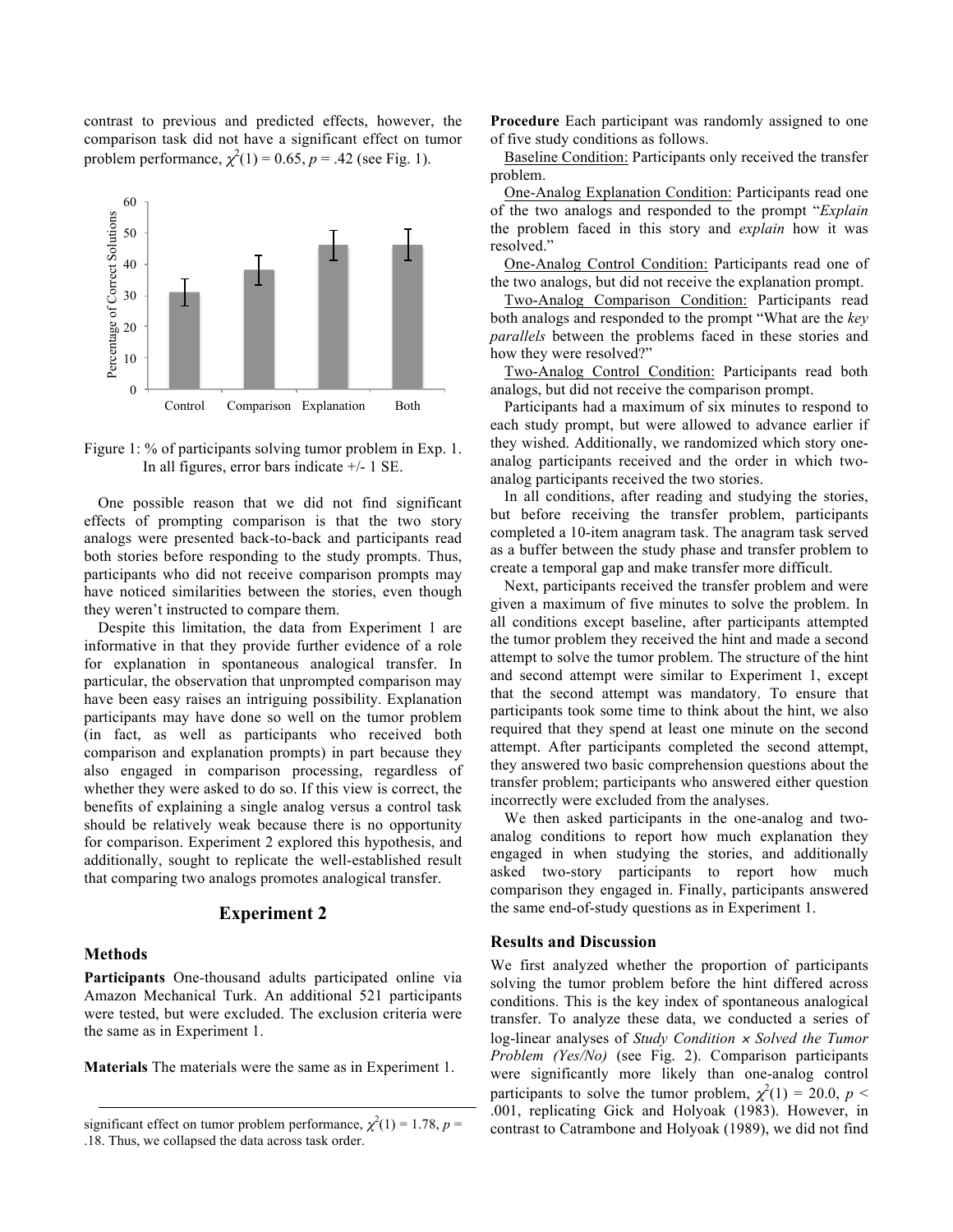contrast to previous and predicted effects, however, the comparison task did not have a significant effect on tumor problem performance, $\chi^2(1) = 0.65$, $p = .42$ (see Fig. 1).

Figure 1: % of participants solving tumor problem in Exp. 1. In all figures, error bars indicate +/- 1 SE.

One possible reason that we did not find significant effects of prompting comparison is that the two story analogs were presented back-to-back and participants read both stories before responding to the study prompts. Thus, participants who did not receive comparison prompts may have noticed similarities between the stories, even though they weren't instructed to compare them.

Despite this limitation, the data from Experiment 1 are informative in that they provide further evidence of a role for explanation in spontaneous analogical transfer. In particular, the observation that unprompted comparison may have been easy raises an intriguing possibility. Explanation participants may have done so well on the tumor problem (in fact, as well as participants who received both comparison and explanation prompts) in part because they also engaged in comparison processing, regardless of whether they were asked to do so. If this view is correct, the benefits of explaining a single analog versus a control task should be relatively weak because there is no opportunity for comparison. Experiment 2 explored this hypothesis, and additionally, sought to replicate the well-established result that comparing two analogs promotes analogical transfer.

## Experiment 2

### Methods

**Participants** One-thousand adults participated online via Amazon Mechanical Turk. An additional 521 participants were tested, but were excluded. The exclusion criteria were the same as in Experiment 1.

**Materials** The materials were the same as in Experiment 1.

**Procedure** Each participant was randomly assigned to one of five study conditions as follows.

Baseline Condition: Participants only received the transfer problem.

One-Analog Explanation Condition: Participants read one of the two analogs and responded to the prompt "*Explain* the problem faced in this story and *explain* how it was resolved."

One-Analog Control Condition: Participants read one of the two analogs, but did not receive the explanation prompt.

Two-Analog Comparison Condition: Participants read both analogs and responded to the prompt "What are the *key parallels* between the problems faced in these stories and how they were resolved?"

Two-Analog Control Condition: Participants read both analogs, but did not receive the comparison prompt.

Participants had a maximum of six minutes to respond to each study prompt, but were allowed to advance earlier if they wished. Additionally, we randomized which story one-analog participants received and the order in which two-analog participants received the two stories.

In all conditions, after reading and studying the stories, but before receiving the transfer problem, participants completed a 10-item anagram task. The anagram task served as a buffer between the study phase and transfer problem to create a temporal gap and make transfer more difficult.

Next, participants received the transfer problem and were given a maximum of five minutes to solve the problem. In all conditions except baseline, after participants attempted the tumor problem they received the hint and made a second attempt to solve the tumor problem. The structure of the hint and second attempt were similar to Experiment 1, except that the second attempt was mandatory. To ensure that participants took some time to think about the hint, we also required that they spend at least one minute on the second attempt. After participants completed the second attempt, they answered two basic comprehension questions about the transfer problem; participants who answered either question incorrectly were excluded from the analyses.

We then asked participants in the one-analog and two-analog conditions to report how much explanation they engaged in when studying the stories, and additionally asked two-story participants to report how much comparison they engaged in. Finally, participants answered the same end-of-study questions as in Experiment 1.

### Results and Discussion

We first analyzed whether the proportion of participants solving the tumor problem before the hint differed across conditions. This is the key index of spontaneous analogical transfer. To analyze these data, we conducted a series of log-linear analyses of *Study Condition × Solved the Tumor Problem (Yes/No)* (see Fig. 2). Comparison participants were significantly more likely than one-analog control participants to solve the tumor problem, $\chi^2(1) = 20.0$, $p < .001$, replicating Gick and Holyoak (1983). However, in contrast to Catrambone and Holyoak (1989), we did not find

significant effect on tumor problem performance, $\chi^2(1) = 1.78$, $p = .18$. Thus, we collapsed the data across task order.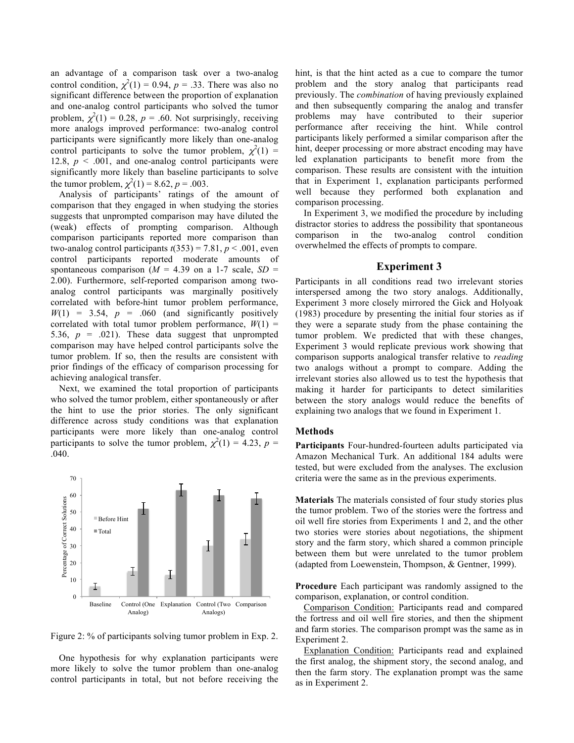an advantage of a comparison task over a two-analog control condition, $\chi^2(1) = 0.94$, $p = .33$. There was also no significant difference between the proportion of explanation and one-analog control participants who solved the tumor problem, $\chi^2(1) = 0.28$, $p = .60$. Not surprisingly, receiving more analogs improved performance: two-analog control participants were significantly more likely than one-analog control participants to solve the tumor problem, $\chi^2(1) = 12.8$, $p < .001$, and one-analog control participants were significantly more likely than baseline participants to solve the tumor problem, $\chi^2(1) = 8.62$, $p = .003$.

Analysis of participants' ratings of the amount of comparison that they engaged in when studying the stories suggests that unprompted comparison may have diluted the (weak) effects of prompting comparison. Although comparison participants reported more comparison than two-analog control participants $t(353) = 7.81$, $p < .001$, even control participants reported moderate amounts of spontaneous comparison ($M = 4.39$ on a 1-7 scale, $SD = 2.00$). Furthermore, self-reported comparison among two-analog control participants was marginally positively correlated with before-hint tumor problem performance, $W(1) = 3.54$, $p = .060$ (and significantly positively correlated with total tumor problem performance, $W(1) = 5.36$, $p = .021$). These data suggest that unprompted comparison may have helped control participants solve the tumor problem. If so, then the results are consistent with prior findings of the efficacy of comparison processing for achieving analogical transfer.

Next, we examined the total proportion of participants who solved the tumor problem, either spontaneously or after the hint to use the prior stories. The only significant difference across study conditions was that explanation participants were more likely than one-analog control participants to solve the tumor problem, $\chi^2(1) = 4.23$, $p = .040$.

Figure 2: % of participants solving tumor problem in Exp. 2.

One hypothesis for why explanation participants were more likely to solve the tumor problem than one-analog control participants in total, but not before receiving the hint, is that the hint acted as a cue to compare the tumor problem and the story analog that participants read previously. The *combination* of having previously explained and then subsequently comparing the analog and transfer problems may have contributed to their superior performance after receiving the hint. While control participants likely performed a similar comparison after the hint, deeper processing or more abstract encoding may have led explanation participants to benefit more from the comparison. These results are consistent with the intuition that in Experiment 1, explanation participants performed well because they performed both explanation and comparison processing.

In Experiment 3, we modified the procedure by including distractor stories to address the possibility that spontaneous comparison in the two-analog control condition overwhelmed the effects of prompts to compare.

## Experiment 3

Participants in all conditions read two irrelevant stories interspersed among the two story analogs. Additionally, Experiment 3 more closely mirrored the Gick and Holyoak (1983) procedure by presenting the initial four stories as if they were a separate study from the phase containing the tumor problem. We predicted that with these changes, Experiment 3 would replicate previous work showing that comparison supports analogical transfer relative to *reading* two analogs without a prompt to compare. Adding the irrelevant stories also allowed us to test the hypothesis that making it harder for participants to detect similarities between the story analogs would reduce the benefits of explaining two analogs that we found in Experiment 1.

### Methods

**Participants** Four-hundred-fourteen adults participated via Amazon Mechanical Turk. An additional 184 adults were tested, but were excluded from the analyses. The exclusion criteria were the same as in the previous experiments.

**Materials** The materials consisted of four study stories plus the tumor problem. Two of the stories were the fortress and oil well fire stories from Experiments 1 and 2, and the other two stories were stories about negotiations, the shipment story and the farm story, which shared a common principle between them but were unrelated to the tumor problem (adapted from Loewenstein, Thompson, & Gentner, 1999).

**Procedure** Each participant was randomly assigned to the comparison, explanation, or control condition.

Comparison Condition: Participants read and compared the fortress and oil well fire stories, and then the shipment and farm stories. The comparison prompt was the same as in Experiment 2.

Explanation Condition: Participants read and explained the first analog, the shipment story, the second analog, and then the farm story. The explanation prompt was the same as in Experiment 2.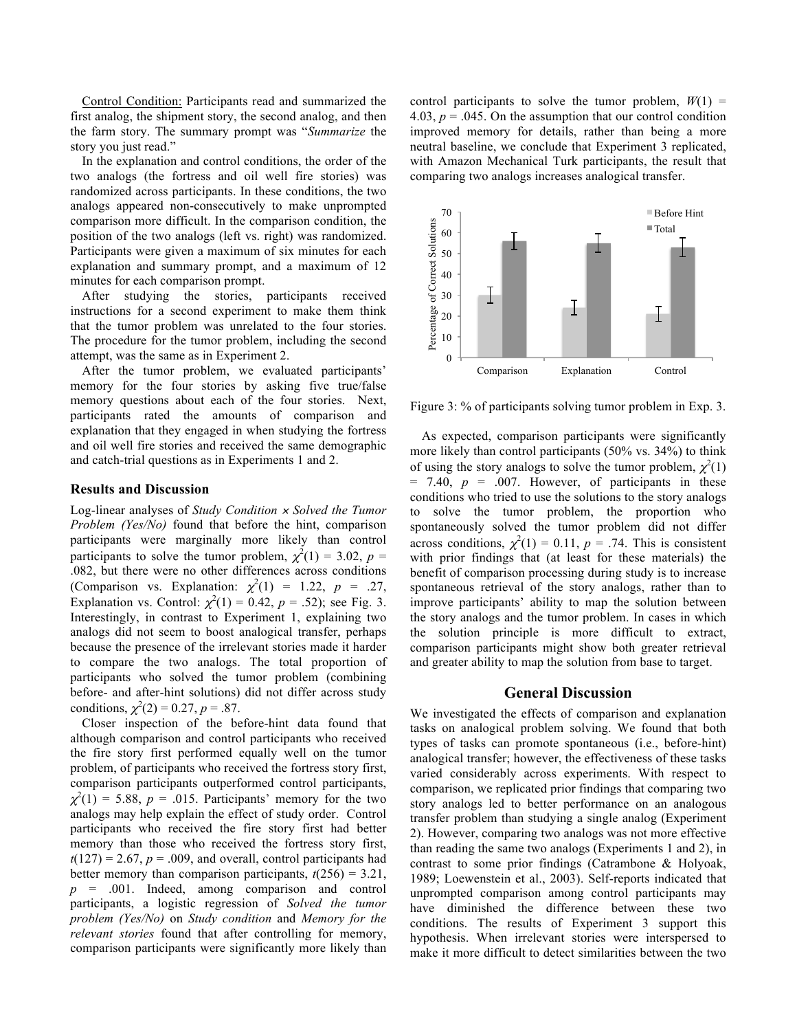<u>Control Condition:</u> Participants read and summarized the first analog, the shipment story, the second analog, and then the farm story. The summary prompt was "*Summarize* the story you just read."

In the explanation and control conditions, the order of the two analogs (the fortress and oil well fire stories) was randomized across participants. In these conditions, the two analogs appeared non-consecutively to make unprompted comparison more difficult. In the comparison condition, the position of the two analogs (left vs. right) was randomized. Participants were given a maximum of six minutes for each explanation and summary prompt, and a maximum of 12 minutes for each comparison prompt.

After studying the stories, participants received instructions for a second experiment to make them think that the tumor problem was unrelated to the four stories. The procedure for the tumor problem, including the second attempt, was the same as in Experiment 2.

After the tumor problem, we evaluated participants' memory for the four stories by asking five true/false memory questions about each of the four stories. Next, participants rated the amounts of comparison and explanation that they engaged in when studying the fortress and oil well fire stories and received the same demographic and catch-trial questions as in Experiments 1 and 2.

### Results and Discussion

Log-linear analyses of *Study Condition* × *Solved the Tumor Problem (Yes/No)* found that before the hint, comparison participants were marginally more likely than control participants to solve the tumor problem, $\chi^2(1) = 3.02$, $p = .082$, but there were no other differences across conditions (Comparison vs. Explanation: $\chi^2(1) = 1.22$, $p = .27$, Explanation vs. Control: $\chi^2(1) = 0.42$, $p = .52$); see Fig. 3. Interestingly, in contrast to Experiment 1, explaining two analogs did not seem to boost analogical transfer, perhaps because the presence of the irrelevant stories made it harder to compare the two analogs. The total proportion of participants who solved the tumor problem (combining before- and after-hint solutions) did not differ across study conditions, $\chi^2(2) = 0.27$, $p = .87$.

Closer inspection of the before-hint data found that although comparison and control participants who received the fire story first performed equally well on the tumor problem, of participants who received the fortress story first, comparison participants outperformed control participants, $\chi^2(1) = 5.88$, $p = .015$. Participants' memory for the two analogs may help explain the effect of study order. Control participants who received the fire story first had better memory than those who received the fortress story first, $t(127) = 2.67$, $p = .009$, and overall, control participants had better memory than comparison participants, $t(256) = 3.21$, $p = .001$. Indeed, among comparison and control participants, a logistic regression of *Solved the tumor problem (Yes/No)* on *Study condition* and *Memory for the relevant stories* found that after controlling for memory, comparison participants were significantly more likely than control participants to solve the tumor problem, $W(1) = 4.03$, $p = .045$. On the assumption that our control condition improved memory for details, rather than being a more neutral baseline, we conclude that Experiment 3 replicated, with Amazon Mechanical Turk participants, the result that comparing two analogs increases analogical transfer.

Figure 3: % of participants solving tumor problem in Exp. 3.

As expected, comparison participants were significantly more likely than control participants (50% vs. 34%) to think of using the story analogs to solve the tumor problem, $\chi^2(1) = 7.40$, $p = .007$. However, of participants in these conditions who tried to use the solutions to the story analogs to solve the tumor problem, the proportion who spontaneously solved the tumor problem did not differ across conditions, $\chi^2(1) = 0.11$, $p = .74$. This is consistent with prior findings that (at least for these materials) the benefit of comparison processing during study is to increase spontaneous retrieval of the story analogs, rather than to improve participants' ability to map the solution between the story analogs and the tumor problem. In cases in which the solution principle is more difficult to extract, comparison participants might show both greater retrieval and greater ability to map the solution from base to target.

## General Discussion

We investigated the effects of comparison and explanation tasks on analogical problem solving. We found that both types of tasks can promote spontaneous (i.e., before-hint) analogical transfer; however, the effectiveness of these tasks varied considerably across experiments. With respect to comparison, we replicated prior findings that comparing two story analogs led to better performance on an analogous transfer problem than studying a single analog (Experiment 2). However, comparing two analogs was not more effective than reading the same two analogs (Experiments 1 and 2), in contrast to some prior findings (Catrambone & Holyoak, 1989; Loewenstein et al., 2003). Self-reports indicated that unprompted comparison among control participants may have diminished the difference between these two conditions. The results of Experiment 3 support this hypothesis. When irrelevant stories were interspersed to make it more difficult to detect similarities between the two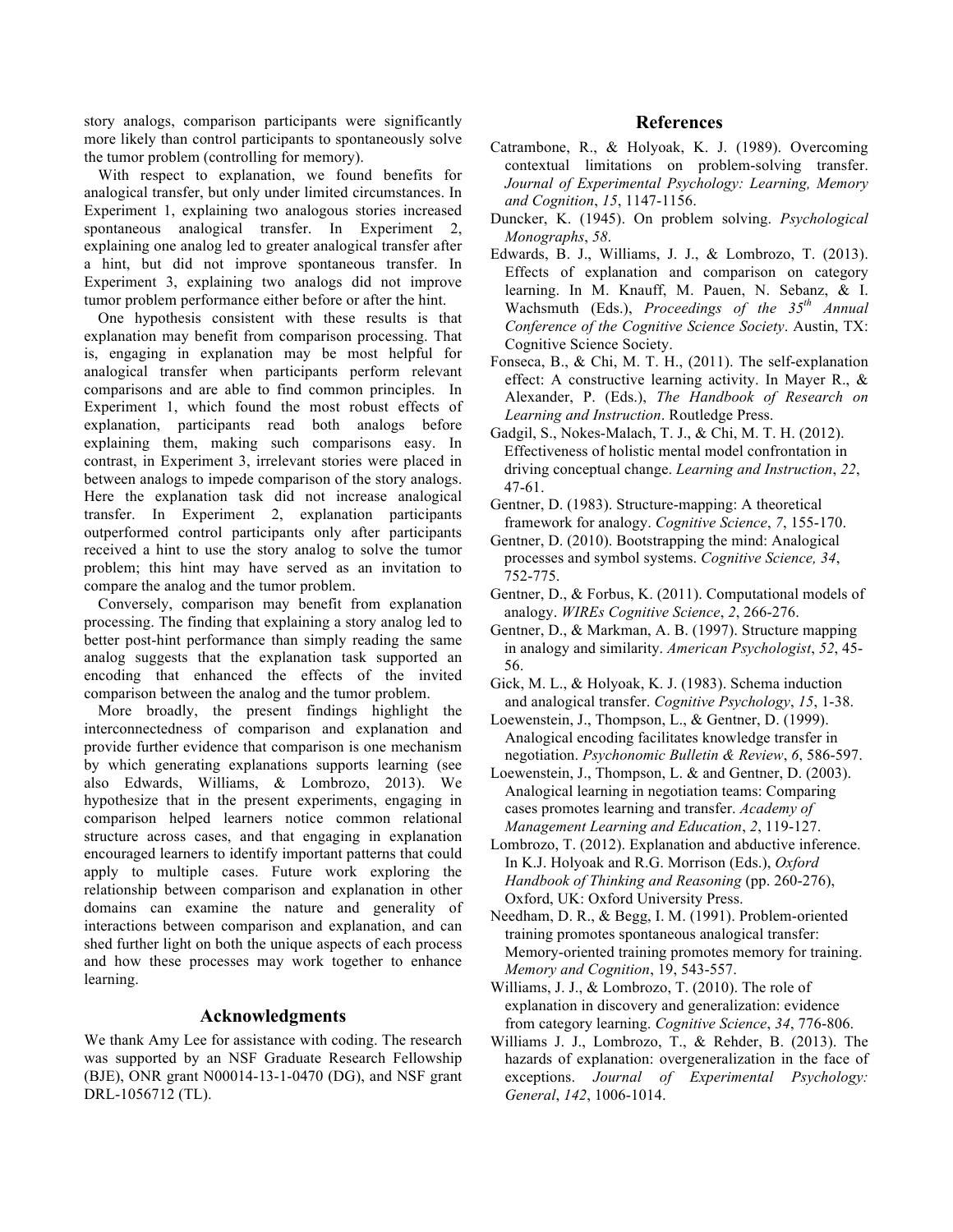story analogs, comparison participants were significantly more likely than control participants to spontaneously solve the tumor problem (controlling for memory).

With respect to explanation, we found benefits for analogical transfer, but only under limited circumstances. In Experiment 1, explaining two analogous stories increased spontaneous analogical transfer. In Experiment 2, explaining one analog led to greater analogical transfer after a hint, but did not improve spontaneous transfer. In Experiment 3, explaining two analogs did not improve tumor problem performance either before or after the hint.

One hypothesis consistent with these results is that explanation may benefit from comparison processing. That is, engaging in explanation may be most helpful for analogical transfer when participants perform relevant comparisons and are able to find common principles. In Experiment 1, which found the most robust effects of explanation, participants read both analogs before explaining them, making such comparisons easy. In contrast, in Experiment 3, irrelevant stories were placed in between analogs to impede comparison of the story analogs. Here the explanation task did not increase analogical transfer. In Experiment 2, explanation participants outperformed control participants only after participants received a hint to use the story analog to solve the tumor problem; this hint may have served as an invitation to compare the analog and the tumor problem.

Conversely, comparison may benefit from explanation processing. The finding that explaining a story analog led to better post-hint performance than simply reading the same analog suggests that the explanation task supported an encoding that enhanced the effects of the invited comparison between the analog and the tumor problem.

More broadly, the present findings highlight the interconnectedness of comparison and explanation and provide further evidence that comparison is one mechanism by which generating explanations supports learning (see also Edwards, Williams, & Lombrozo, 2013). We hypothesize that in the present experiments, engaging in comparison helped learners notice common relational structure across cases, and that engaging in explanation encouraged learners to identify important patterns that could apply to multiple cases. Future work exploring the relationship between comparison and explanation in other domains can examine the nature and generality of interactions between comparison and explanation, and can shed further light on both the unique aspects of each process and how these processes may work together to enhance learning.

## Acknowledgments

We thank Amy Lee for assistance with coding. The research was supported by an NSF Graduate Research Fellowship (BJE), ONR grant N00014-13-1-0470 (DG), and NSF grant DRL-1056712 (TL).

## References

Catrambone, R., & Holyoak, K. J. (1989). Overcoming contextual limitations on problem-solving transfer. *Journal of Experimental Psychology: Learning, Memory and Cognition*, *15*, 1147-1156.

Duncker, K. (1945). On problem solving. *Psychological Monographs*, *58*.

Edwards, B. J., Williams, J. J., & Lombrozo, T. (2013). Effects of explanation and comparison on category learning. In M. Knauff, M. Pauen, N. Sebanz, & I. Wachsmuth (Eds.), *Proceedings of the 35th Annual Conference of the Cognitive Science Society*. Austin, TX: Cognitive Science Society.

Fonseca, B., & Chi, M. T. H., (2011). The self-explanation effect: A constructive learning activity. In Mayer R., & Alexander, P. (Eds.), *The Handbook of Research on Learning and Instruction*. Routledge Press.

Gadgil, S., Nokes-Malach, T. J., & Chi, M. T. H. (2012). Effectiveness of holistic mental model confrontation in driving conceptual change. *Learning and Instruction*, *22*, 47-61.

Gentner, D. (1983). Structure-mapping: A theoretical framework for analogy. *Cognitive Science*, *7*, 155-170.

Gentner, D. (2010). Bootstrapping the mind: Analogical processes and symbol systems. *Cognitive Science, 34*, 752-775.

Gentner, D., & Forbus, K. (2011). Computational models of analogy. *WIREs Cognitive Science*, *2*, 266-276.

Gentner, D., & Markman, A. B. (1997). Structure mapping in analogy and similarity. *American Psychologist*, *52*, 45-56.

Gick, M. L., & Holyoak, K. J. (1983). Schema induction and analogical transfer. *Cognitive Psychology*, *15*, 1-38.

Loewenstein, J., Thompson, L., & Gentner, D. (1999). Analogical encoding facilitates knowledge transfer in negotiation. *Psychonomic Bulletin & Review*, *6*, 586-597.

Loewenstein, J., Thompson, L. & and Gentner, D. (2003). Analogical learning in negotiation teams: Comparing cases promotes learning and transfer. *Academy of Management Learning and Education*, *2*, 119-127.

Lombrozo, T. (2012). Explanation and abductive inference. In K.J. Holyoak and R.G. Morrison (Eds.), *Oxford Handbook of Thinking and Reasoning* (pp. 260-276), Oxford, UK: Oxford University Press.

Needham, D. R., & Begg, I. M. (1991). Problem-oriented training promotes spontaneous analogical transfer: Memory-oriented training promotes memory for training. *Memory and Cognition*, 19, 543-557.

Williams, J. J., & Lombrozo, T. (2010). The role of explanation in discovery and generalization: evidence from category learning. *Cognitive Science*, *34*, 776-806.

Williams J. J., Lombrozo, T., & Rehder, B. (2013). The hazards of explanation: overgeneralization in the face of exceptions. *Journal of Experimental Psychology: General*, *142*, 1006-1014.